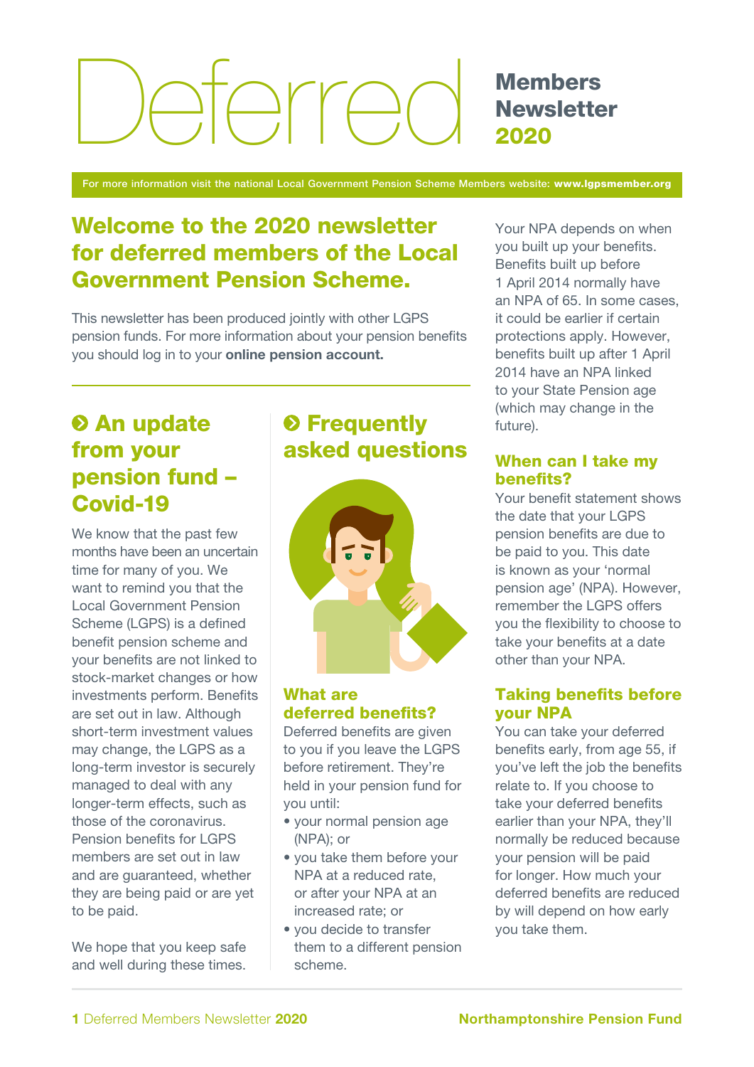# Deferred Members Newsletter 2020

For more information visit the national Local Government Pension Scheme Members website: **www.lgpsmember.org**

## Welcome to the 2020 newsletter for deferred members of the Local Government Pension Scheme.

This newsletter has been produced jointly with other LGPS pension funds. For more information about your pension benefits you should log in to your **online pension account.**

## An update from your pension fund – Covid-19

We know that the past few months have been an uncertain time for many of you. We want to remind you that the Local Government Pension Scheme (LGPS) is a defined benefit pension scheme and your benefits are not linked to stock-market changes or how investments perform. Benefits are set out in law. Although short-term investment values may change, the LGPS as a long-term investor is securely managed to deal with any longer-term effects, such as those of the coronavirus. Pension benefits for LGPS members are set out in law and are guaranteed, whether they are being paid or are yet to be paid.

We hope that you keep safe and well during these times.

## Frequently asked questions

### What are deferred benefits?

Deferred benefits are given to you if you leave the LGPS before retirement. They're held in your pension fund for you until:

- your normal pension age (NPA); or
- you take them before your NPA at a reduced rate, or after your NPA at an increased rate; or
- you decide to transfer them to a different pension scheme.

Your NPA depends on when you built up your benefits. Benefits built up before 1 April 2014 normally have an NPA of 65. In some cases, it could be earlier if certain protections apply. However, benefits built up after 1 April 2014 have an NPA linked to your State Pension age (which may change in the future).

### When can I take my benefits?

Your benefit statement shows the date that your LGPS pension benefits are due to be paid to you. This date is known as your 'normal pension age' (NPA). However, remember the LGPS offers you the flexibility to choose to take your benefits at a date other than your NPA.

### Taking benefits before your NPA

You can take your deferred benefits early, from age 55, if you've left the job the benefits relate to. If you choose to take your deferred benefits earlier than your NPA, they'll normally be reduced because your pension will be paid for longer. How much your deferred benefits are reduced by will depend on how early you take them.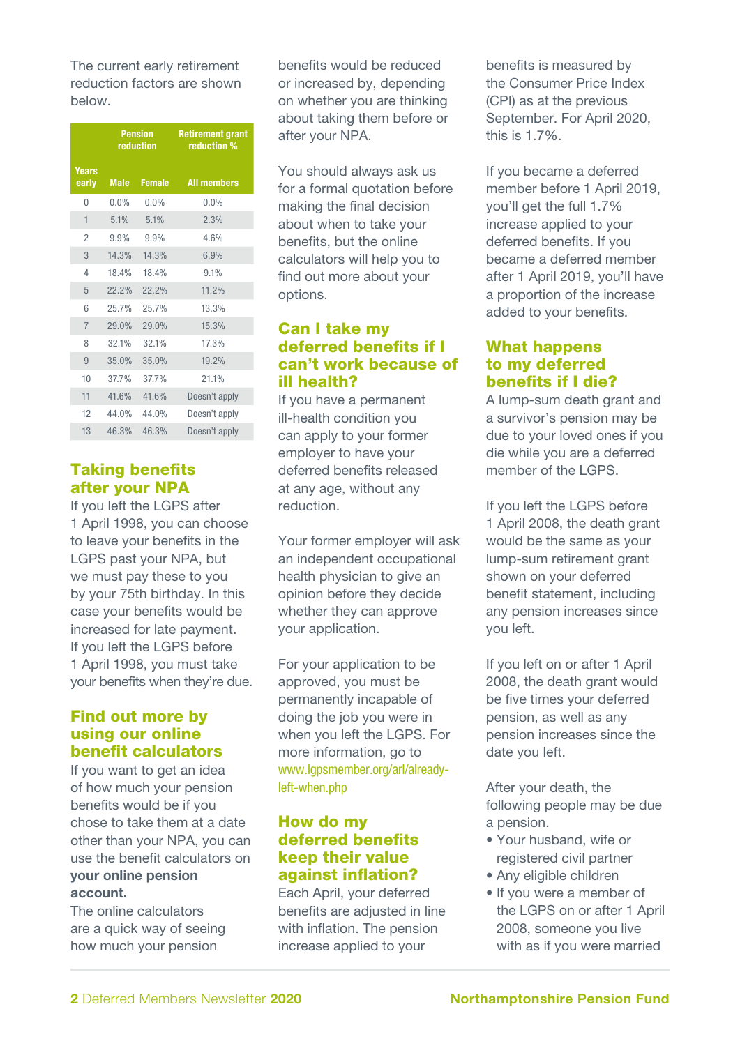The current early retirement reduction factors are shown below.

| | Pension reduction | | Retirement grant reduction % |
|---|---|---|---|
| Years early | Male | Female | All members |
| 0 | 0.0% | 0.0% | 0.0% |
| 1 | 5.1% | 5.1% | 2.3% |
| 2 | 9.9% | 9.9% | 4.6% |
| 3 | 14.3% | 14.3% | 6.9% |
| 4 | 18.4% | 18.4% | 9.1% |
| 5 | 22.2% | 22.2% | 11.2% |
| 6 | 25.7% | 25.7% | 13.3% |
| 7 | 29.0% | 29.0% | 15.3% |
| 8 | 32.1% | 32.1% | 17.3% |
| 9 | 35.0% | 35.0% | 19.2% |
| 10 | 37.7% | 37.7% | 21.1% |
| 11 | 41.6% | 41.6% | Doesn't apply |
| 12 | 44.0% | 44.0% | Doesn't apply |
| 13 | 46.3% | 46.3% | Doesn't apply |

## Taking benefits after your NPA

If you left the LGPS after 1 April 1998, you can choose to leave your benefits in the LGPS past your NPA, but we must pay these to you by your 75th birthday. In this case your benefits would be increased for late payment. If you left the LGPS before 1 April 1998, you must take your benefits when they're due.

## Find out more by using our online benefit calculators

If you want to get an idea of how much your pension benefits would be if you chose to take them at a date other than your NPA, you can use the benefit calculators on **your online pension account.**

The online calculators are a quick way of seeing how much your pension benefits would be reduced or increased by, depending on whether you are thinking about taking them before or after your NPA.

You should always ask us for a formal quotation before making the final decision about when to take your benefits, but the online calculators will help you to find out more about your options.

## Can I take my deferred benefits if I can't work because of ill health?

If you have a permanent ill-health condition you can apply to your former employer to have your deferred benefits released at any age, without any reduction.

Your former employer will ask an independent occupational health physician to give an opinion before they decide whether they can approve your application.

For your application to be approved, you must be permanently incapable of doing the job you were in when you left the LGPS. For more information, go to www.lgpsmember.org/arl/already-left-when.php

## How do my deferred benefits keep their value against inflation?

Each April, your deferred benefits are adjusted in line with inflation. The pension increase applied to your benefits is measured by the Consumer Price Index (CPI) as at the previous September. For April 2020, this is 1.7%.

If you became a deferred member before 1 April 2019, you'll get the full 1.7% increase applied to your deferred benefits. If you became a deferred member after 1 April 2019, you'll have a proportion of the increase added to your benefits.

## What happens to my deferred benefits if I die?

A lump-sum death grant and a survivor's pension may be due to your loved ones if you die while you are a deferred member of the LGPS.

If you left the LGPS before 1 April 2008, the death grant would be the same as your lump-sum retirement grant shown on your deferred benefit statement, including any pension increases since you left.

If you left on or after 1 April 2008, the death grant would be five times your deferred pension, as well as any pension increases since the date you left.

After your death, the following people may be due a pension.

- Your husband, wife or registered civil partner
- Any eligible children
- If you were a member of the LGPS on or after 1 April 2008, someone you live with as if you were married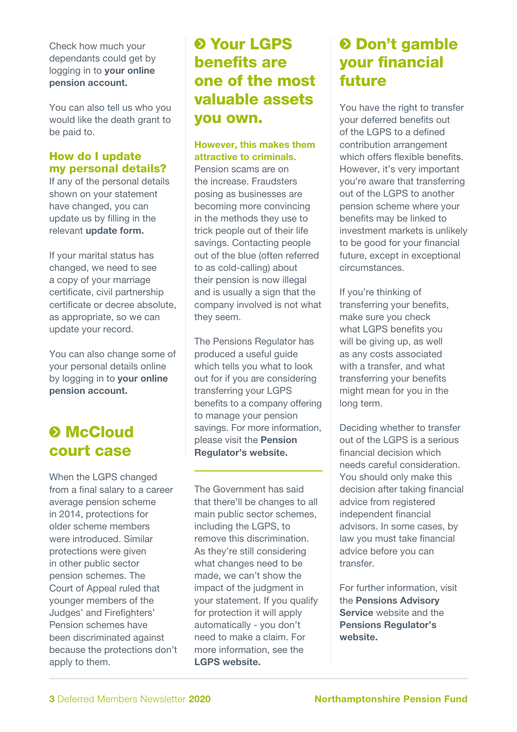Check how much your dependants could get by logging in to **your online pension account.**

You can also tell us who you would like the death grant to be paid to.

### How do I update my personal details?

If any of the personal details shown on your statement have changed, you can update us by filling in the relevant **update form.**

If your marital status has changed, we need to see a copy of your marriage certificate, civil partnership certificate or decree absolute, as appropriate, so we can update your record.

You can also change some of your personal details online by logging in to **your online pension account.**

## McCloud court case

When the LGPS changed from a final salary to a career average pension scheme in 2014, protections for older scheme members were introduced. Similar protections were given in other public sector pension schemes. The Court of Appeal ruled that younger members of the Judges' and Firefighters' Pension schemes have been discriminated against because the protections don't apply to them.

The Government has said that there'll be changes to all main public sector schemes, including the LGPS, to remove this discrimination. As they're still considering what changes need to be made, we can't show the impact of the judgment in your statement. If you qualify for protection it will apply automatically - you don't need to make a claim. For more information, see the **LGPS website.**

## Your LGPS benefits are one of the most valuable assets you own.

### However, this makes them attractive to criminals.

Pension scams are on the increase. Fraudsters posing as businesses are becoming more convincing in the methods they use to trick people out of their life savings. Contacting people out of the blue (often referred to as cold-calling) about their pension is now illegal and is usually a sign that the company involved is not what they seem.

The Pensions Regulator has produced a useful guide which tells you what to look out for if you are considering transferring your LGPS benefits to a company offering to manage your pension savings. For more information, please visit the **Pension Regulator's website.**

## Don't gamble your financial future

You have the right to transfer your deferred benefits out of the LGPS to a defined contribution arrangement which offers flexible benefits. However, it's very important you're aware that transferring out of the LGPS to another pension scheme where your benefits may be linked to investment markets is unlikely to be good for your financial future, except in exceptional circumstances.

If you're thinking of transferring your benefits, make sure you check what LGPS benefits you will be giving up, as well as any costs associated with a transfer, and what transferring your benefits might mean for you in the long term.

Deciding whether to transfer out of the LGPS is a serious financial decision which needs careful consideration. You should only make this decision after taking financial advice from registered independent financial advisors. In some cases, by law you must take financial advice before you can transfer.

For further information, visit the **Pensions Advisory Service** website and the **Pensions Regulator's website.**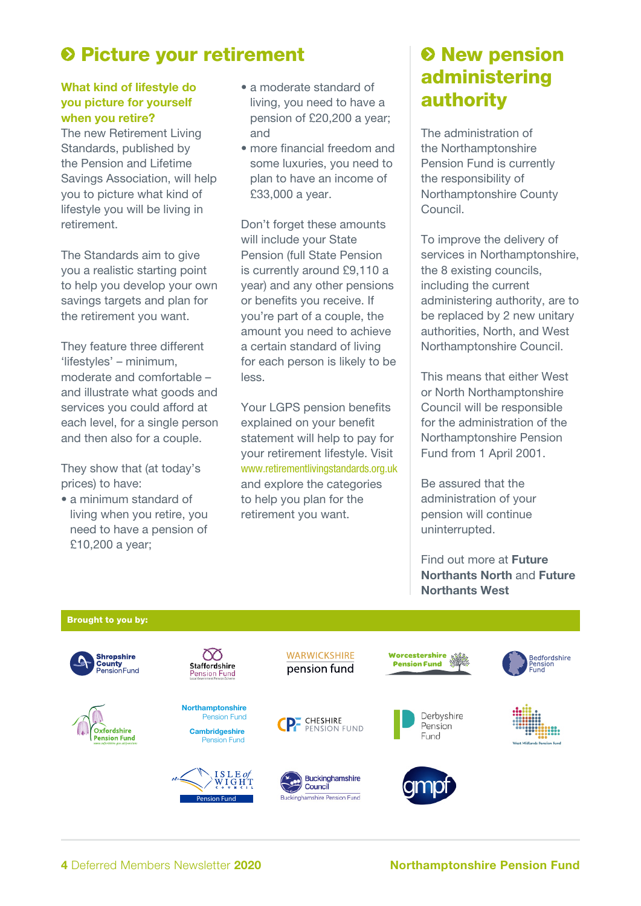## Picture your retirement

**What kind of lifestyle do you picture for yourself when you retire?**

The new Retirement Living Standards, published by the Pension and Lifetime Savings Association, will help you to picture what kind of lifestyle you will be living in retirement.

The Standards aim to give you a realistic starting point to help you develop your own savings targets and plan for the retirement you want.

They feature three different 'lifestyles' – minimum, moderate and comfortable – and illustrate what goods and services you could afford at each level, for a single person and then also for a couple.

They show that (at today's prices) to have:

- a minimum standard of living when you retire, you need to have a pension of £10,200 a year;
- a moderate standard of living, you need to have a pension of £20,200 a year; and
- more financial freedom and some luxuries, you need to plan to have an income of £33,000 a year.

Don't forget these amounts will include your State Pension (full State Pension is currently around £9,110 a year) and any other pensions or benefits you receive. If you're part of a couple, the amount you need to achieve a certain standard of living for each person is likely to be less.

Your LGPS pension benefits explained on your benefit statement will help to pay for your retirement lifestyle. Visit www.retirementlivingstandards.org.uk and explore the categories to help you plan for the retirement you want.

## New pension administering authority

The administration of the Northamptonshire Pension Fund is currently the responsibility of Northamptonshire County Council.

To improve the delivery of services in Northamptonshire, the 8 existing councils, including the current administering authority, are to be replaced by 2 new unitary authorities, North, and West Northamptonshire Council.

This means that either West or North Northamptonshire Council will be responsible for the administration of the Northamptonshire Pension Fund from 1 April 2001.

Be assured that the administration of your pension will continue uninterrupted.

Find out more at **Future Northants North** and **Future Northants West**

**Brought to you by:**

Shropshire County Pension Fund
Staffordshire Pension Fund
Warwickshire pension fund
Worcestershire Pension Fund
Bedfordshire Pension Fund
Oxfordshire Pension Fund
Northamptonshire Pension Fund
Cambridgeshire Pension Fund
Cheshire Pension Fund
Derbyshire Pension Fund
West Midlands Pension Fund
Isle of Wight Council Pension Fund
Buckinghamshire Council Buckinghamshire Pension Fund
gmpf